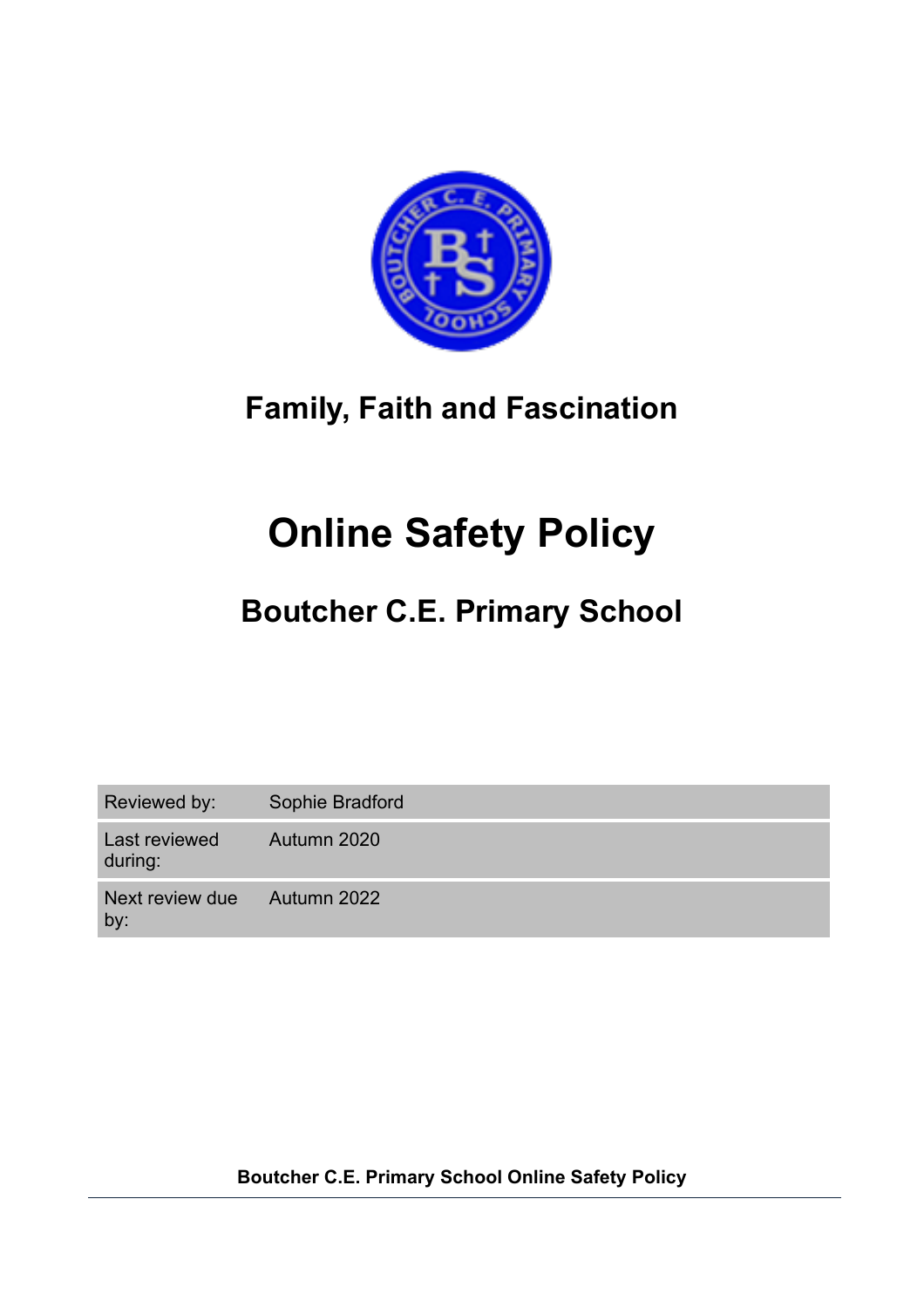## Family, Faith and Fascination

# Online Safety Policy

## Boutcher C.E. Primary School

| | |
|---|---|
| Reviewed by: | Sophie Bradford |
| Last reviewed during: | Autumn 2020 |
| Next review due by: | Autumn 2022 |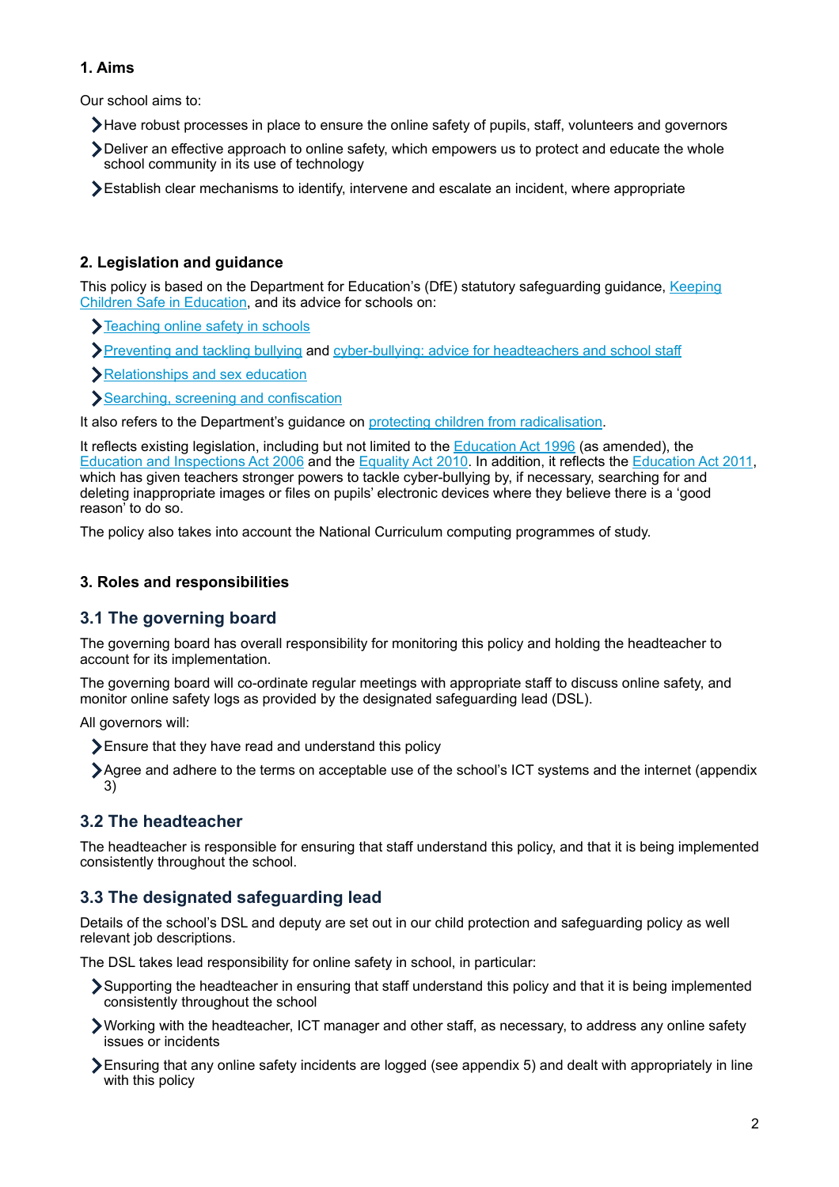## 1. Aims

Our school aims to:

- Have robust processes in place to ensure the online safety of pupils, staff, volunteers and governors
- Deliver an effective approach to online safety, which empowers us to protect and educate the whole school community in its use of technology
- Establish clear mechanisms to identify, intervene and escalate an incident, where appropriate

## 2. Legislation and guidance

This policy is based on the Department for Education's (DfE) statutory safeguarding guidance, Keeping Children Safe in Education, and its advice for schools on:

- Teaching online safety in schools
- Preventing and tackling bullying and cyber-bullying: advice for headteachers and school staff
- Relationships and sex education
- Searching, screening and confiscation

It also refers to the Department's guidance on protecting children from radicalisation.

It reflects existing legislation, including but not limited to the Education Act 1996 (as amended), the Education and Inspections Act 2006 and the Equality Act 2010. In addition, it reflects the Education Act 2011, which has given teachers stronger powers to tackle cyber-bullying by, if necessary, searching for and deleting inappropriate images or files on pupils' electronic devices where they believe there is a 'good reason' to do so.

The policy also takes into account the National Curriculum computing programmes of study.

## 3. Roles and responsibilities

### 3.1 The governing board

The governing board has overall responsibility for monitoring this policy and holding the headteacher to account for its implementation.

The governing board will co-ordinate regular meetings with appropriate staff to discuss online safety, and monitor online safety logs as provided by the designated safeguarding lead (DSL).

All governors will:

- Ensure that they have read and understand this policy
- Agree and adhere to the terms on acceptable use of the school's ICT systems and the internet (appendix 3)

### 3.2 The headteacher

The headteacher is responsible for ensuring that staff understand this policy, and that it is being implemented consistently throughout the school.

### 3.3 The designated safeguarding lead

Details of the school's DSL and deputy are set out in our child protection and safeguarding policy as well relevant job descriptions.

The DSL takes lead responsibility for online safety in school, in particular:

- Supporting the headteacher in ensuring that staff understand this policy and that it is being implemented consistently throughout the school
- Working with the headteacher, ICT manager and other staff, as necessary, to address any online safety issues or incidents
- Ensuring that any online safety incidents are logged (see appendix 5) and dealt with appropriately in line with this policy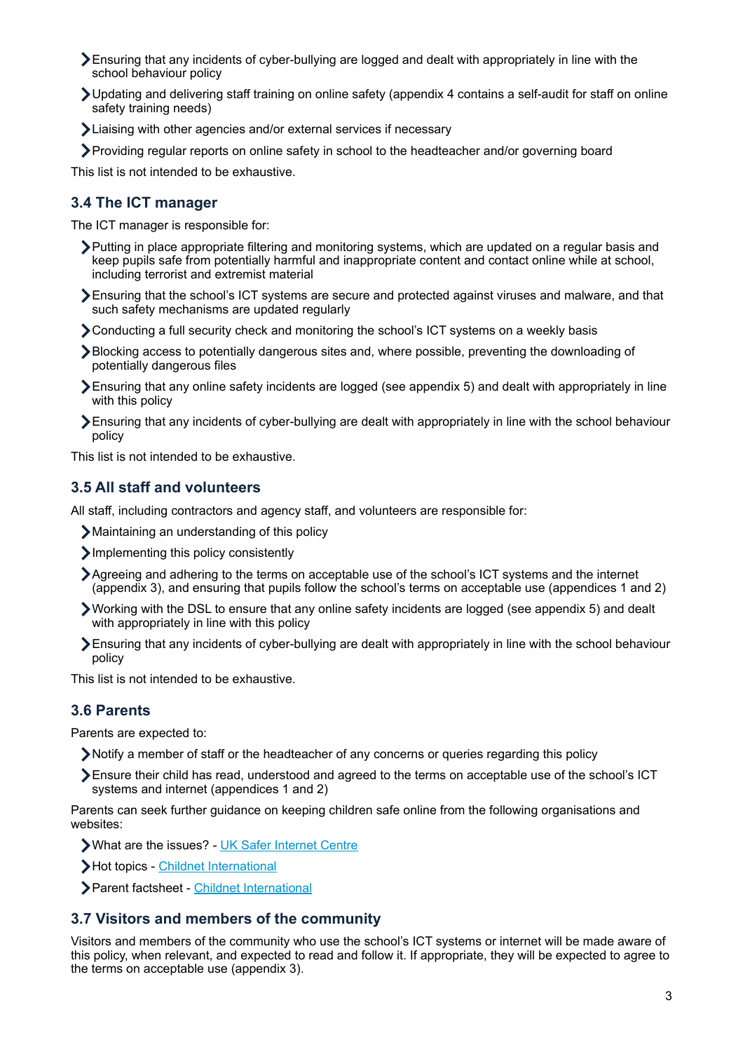- Ensuring that any incidents of cyber-bullying are logged and dealt with appropriately in line with the school behaviour policy
- Updating and delivering staff training on online safety (appendix 4 contains a self-audit for staff on online safety training needs)
- Liaising with other agencies and/or external services if necessary
- Providing regular reports on online safety in school to the headteacher and/or governing board

This list is not intended to be exhaustive.

### 3.4 The ICT manager

The ICT manager is responsible for:

- Putting in place appropriate filtering and monitoring systems, which are updated on a regular basis and keep pupils safe from potentially harmful and inappropriate content and contact online while at school, including terrorist and extremist material
- Ensuring that the school's ICT systems are secure and protected against viruses and malware, and that such safety mechanisms are updated regularly
- Conducting a full security check and monitoring the school's ICT systems on a weekly basis
- Blocking access to potentially dangerous sites and, where possible, preventing the downloading of potentially dangerous files
- Ensuring that any online safety incidents are logged (see appendix 5) and dealt with appropriately in line with this policy
- Ensuring that any incidents of cyber-bullying are dealt with appropriately in line with the school behaviour policy

This list is not intended to be exhaustive.

### 3.5 All staff and volunteers

All staff, including contractors and agency staff, and volunteers are responsible for:

- Maintaining an understanding of this policy
- Implementing this policy consistently
- Agreeing and adhering to the terms on acceptable use of the school's ICT systems and the internet (appendix 3), and ensuring that pupils follow the school's terms on acceptable use (appendices 1 and 2)
- Working with the DSL to ensure that any online safety incidents are logged (see appendix 5) and dealt with appropriately in line with this policy
- Ensuring that any incidents of cyber-bullying are dealt with appropriately in line with the school behaviour policy

This list is not intended to be exhaustive.

### 3.6 Parents

Parents are expected to:

- Notify a member of staff or the headteacher of any concerns or queries regarding this policy
- Ensure their child has read, understood and agreed to the terms on acceptable use of the school's ICT systems and internet (appendices 1 and 2)

Parents can seek further guidance on keeping children safe online from the following organisations and websites:

- What are the issues? - UK Safer Internet Centre
- Hot topics - Childnet International
- Parent factsheet - Childnet International

### 3.7 Visitors and members of the community

Visitors and members of the community who use the school's ICT systems or internet will be made aware of this policy, when relevant, and expected to read and follow it. If appropriate, they will be expected to agree to the terms on acceptable use (appendix 3).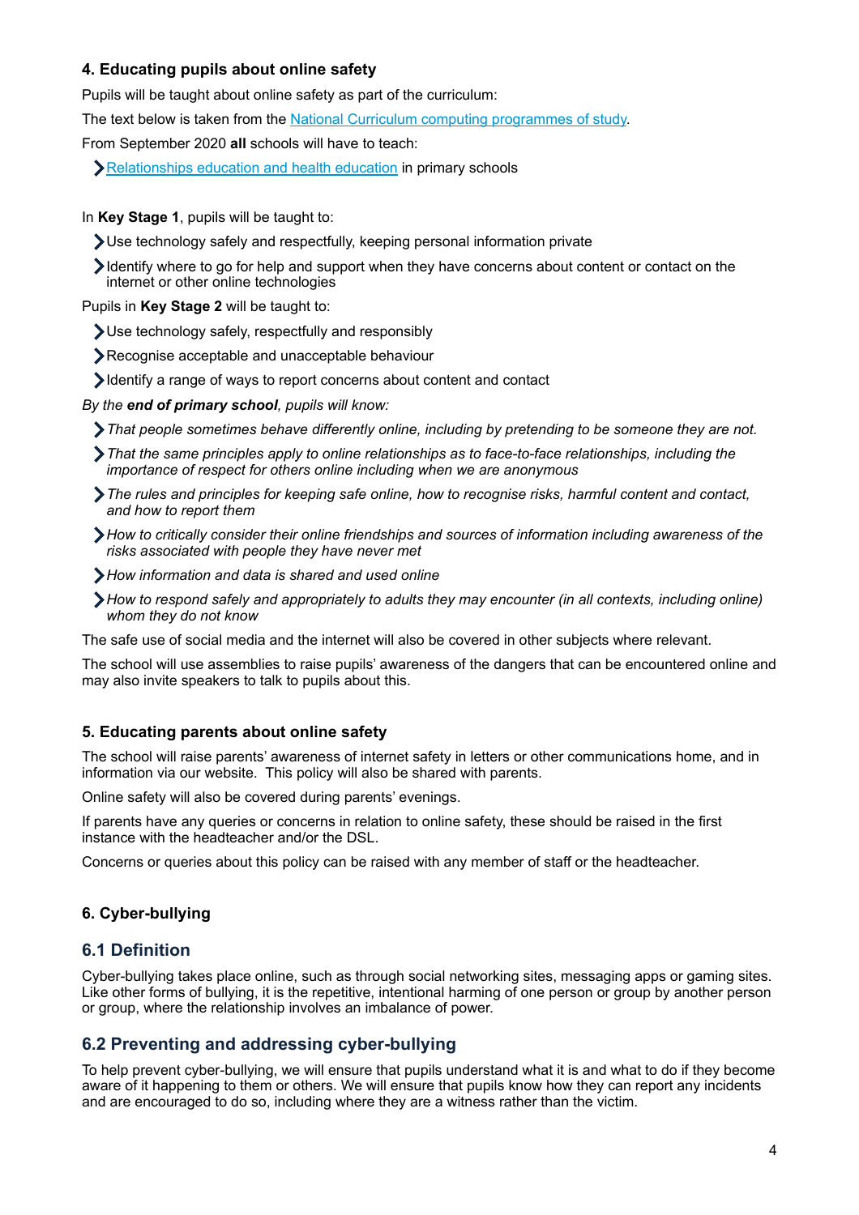### 4. Educating pupils about online safety

Pupils will be taught about online safety as part of the curriculum:

The text below is taken from the [National Curriculum computing programmes of study](National Curriculum computing programmes of study).

From September 2020 **all** schools will have to teach:

- [Relationships education and health education](Relationships education and health education) in primary schools

In **Key Stage 1**, pupils will be taught to:

- Use technology safely and respectfully, keeping personal information private
- Identify where to go for help and support when they have concerns about content or contact on the internet or other online technologies

Pupils in **Key Stage 2** will be taught to:

- Use technology safely, respectfully and responsibly
- Recognise acceptable and unacceptable behaviour
- Identify a range of ways to report concerns about content and contact

*By the **end of primary school**, pupils will know:*

- *That people sometimes behave differently online, including by pretending to be someone they are not.*
- *That the same principles apply to online relationships as to face-to-face relationships, including the importance of respect for others online including when we are anonymous*
- *The rules and principles for keeping safe online, how to recognise risks, harmful content and contact, and how to report them*
- *How to critically consider their online friendships and sources of information including awareness of the risks associated with people they have never met*
- *How information and data is shared and used online*
- *How to respond safely and appropriately to adults they may encounter (in all contexts, including online) whom they do not know*

The safe use of social media and the internet will also be covered in other subjects where relevant.

The school will use assemblies to raise pupils' awareness of the dangers that can be encountered online and may also invite speakers to talk to pupils about this.

### 5. Educating parents about online safety

The school will raise parents' awareness of internet safety in letters or other communications home, and in information via our website. This policy will also be shared with parents.

Online safety will also be covered during parents' evenings.

If parents have any queries or concerns in relation to online safety, these should be raised in the first instance with the headteacher and/or the DSL.

Concerns or queries about this policy can be raised with any member of staff or the headteacher.

### 6. Cyber-bullying

#### 6.1 Definition

Cyber-bullying takes place online, such as through social networking sites, messaging apps or gaming sites. Like other forms of bullying, it is the repetitive, intentional harming of one person or group by another person or group, where the relationship involves an imbalance of power.

#### 6.2 Preventing and addressing cyber-bullying

To help prevent cyber-bullying, we will ensure that pupils understand what it is and what to do if they become aware of it happening to them or others. We will ensure that pupils know how they can report any incidents and are encouraged to do so, including where they are a witness rather than the victim.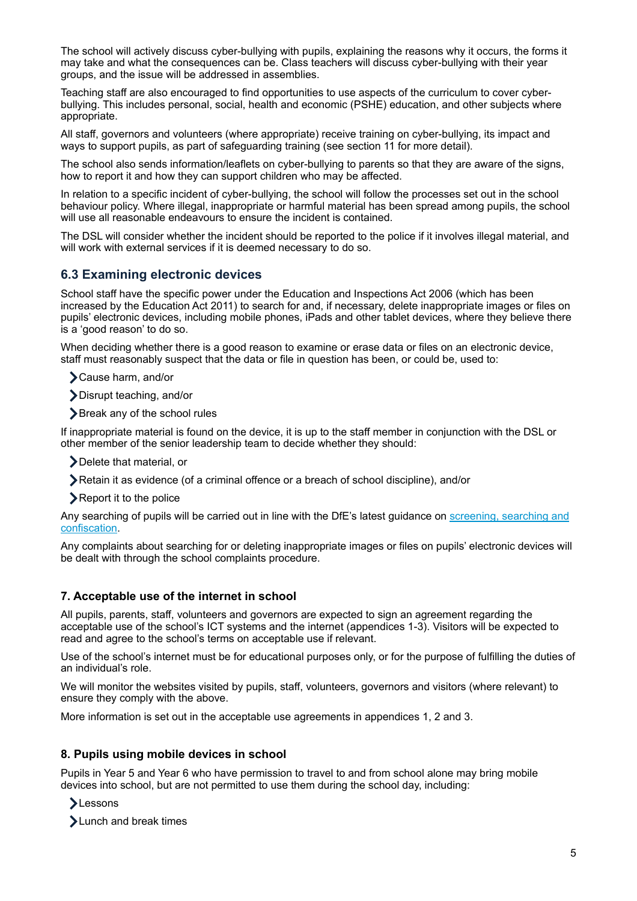The school will actively discuss cyber-bullying with pupils, explaining the reasons why it occurs, the forms it may take and what the consequences can be. Class teachers will discuss cyber-bullying with their year groups, and the issue will be addressed in assemblies.

Teaching staff are also encouraged to find opportunities to use aspects of the curriculum to cover cyber-bullying. This includes personal, social, health and economic (PSHE) education, and other subjects where appropriate.

All staff, governors and volunteers (where appropriate) receive training on cyber-bullying, its impact and ways to support pupils, as part of safeguarding training (see section 11 for more detail).

The school also sends information/leaflets on cyber-bullying to parents so that they are aware of the signs, how to report it and how they can support children who may be affected.

In relation to a specific incident of cyber-bullying, the school will follow the processes set out in the school behaviour policy. Where illegal, inappropriate or harmful material has been spread among pupils, the school will use all reasonable endeavours to ensure the incident is contained.

The DSL will consider whether the incident should be reported to the police if it involves illegal material, and will work with external services if it is deemed necessary to do so.

### 6.3 Examining electronic devices

School staff have the specific power under the Education and Inspections Act 2006 (which has been increased by the Education Act 2011) to search for and, if necessary, delete inappropriate images or files on pupils' electronic devices, including mobile phones, iPads and other tablet devices, where they believe there is a 'good reason' to do so.

When deciding whether there is a good reason to examine or erase data or files on an electronic device, staff must reasonably suspect that the data or file in question has been, or could be, used to:

- Cause harm, and/or
- Disrupt teaching, and/or
- Break any of the school rules

If inappropriate material is found on the device, it is up to the staff member in conjunction with the DSL or other member of the senior leadership team to decide whether they should:

- Delete that material, or
- Retain it as evidence (of a criminal offence or a breach of school discipline), and/or
- Report it to the police

Any searching of pupils will be carried out in line with the DfE's latest guidance on [screening, searching and confiscation](screening, searching and confiscation).

Any complaints about searching for or deleting inappropriate images or files on pupils' electronic devices will be dealt with through the school complaints procedure.

## 7. Acceptable use of the internet in school

All pupils, parents, staff, volunteers and governors are expected to sign an agreement regarding the acceptable use of the school's ICT systems and the internet (appendices 1-3). Visitors will be expected to read and agree to the school's terms on acceptable use if relevant.

Use of the school's internet must be for educational purposes only, or for the purpose of fulfilling the duties of an individual's role.

We will monitor the websites visited by pupils, staff, volunteers, governors and visitors (where relevant) to ensure they comply with the above.

More information is set out in the acceptable use agreements in appendices 1, 2 and 3.

## 8. Pupils using mobile devices in school

Pupils in Year 5 and Year 6 who have permission to travel to and from school alone may bring mobile devices into school, but are not permitted to use them during the school day, including:

- Lessons
- Lunch and break times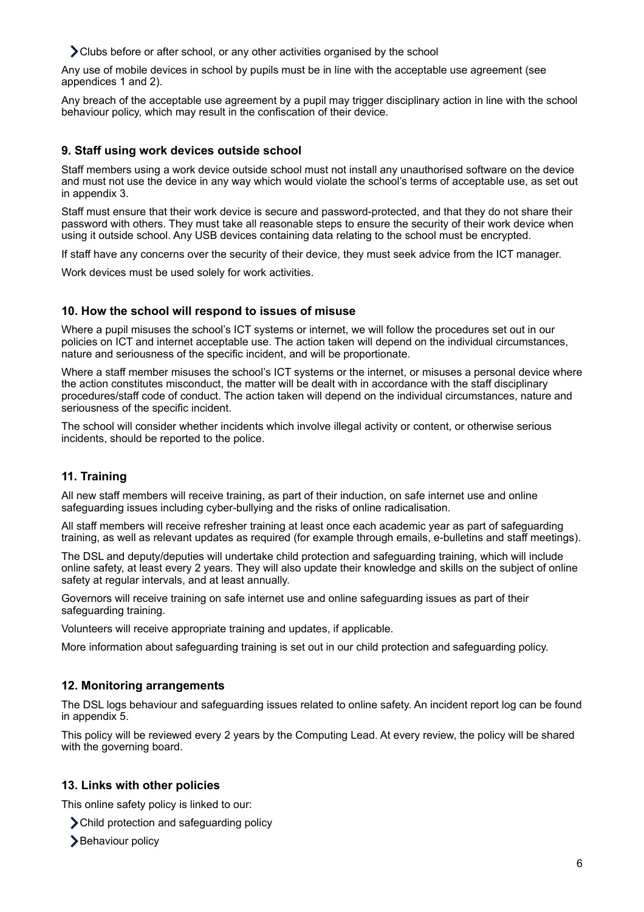- Clubs before or after school, or any other activities organised by the school

Any use of mobile devices in school by pupils must be in line with the acceptable use agreement (see appendices 1 and 2).

Any breach of the acceptable use agreement by a pupil may trigger disciplinary action in line with the school behaviour policy, which may result in the confiscation of their device.

## 9. Staff using work devices outside school

Staff members using a work device outside school must not install any unauthorised software on the device and must not use the device in any way which would violate the school's terms of acceptable use, as set out in appendix 3.

Staff must ensure that their work device is secure and password-protected, and that they do not share their password with others. They must take all reasonable steps to ensure the security of their work device when using it outside school. Any USB devices containing data relating to the school must be encrypted.

If staff have any concerns over the security of their device, they must seek advice from the ICT manager.

Work devices must be used solely for work activities.

## 10. How the school will respond to issues of misuse

Where a pupil misuses the school's ICT systems or internet, we will follow the procedures set out in our policies on ICT and internet acceptable use. The action taken will depend on the individual circumstances, nature and seriousness of the specific incident, and will be proportionate.

Where a staff member misuses the school's ICT systems or the internet, or misuses a personal device where the action constitutes misconduct, the matter will be dealt with in accordance with the staff disciplinary procedures/staff code of conduct. The action taken will depend on the individual circumstances, nature and seriousness of the specific incident.

The school will consider whether incidents which involve illegal activity or content, or otherwise serious incidents, should be reported to the police.

## 11. Training

All new staff members will receive training, as part of their induction, on safe internet use and online safeguarding issues including cyber-bullying and the risks of online radicalisation.

All staff members will receive refresher training at least once each academic year as part of safeguarding training, as well as relevant updates as required (for example through emails, e-bulletins and staff meetings).

The DSL and deputy/deputies will undertake child protection and safeguarding training, which will include online safety, at least every 2 years. They will also update their knowledge and skills on the subject of online safety at regular intervals, and at least annually.

Governors will receive training on safe internet use and online safeguarding issues as part of their safeguarding training.

Volunteers will receive appropriate training and updates, if applicable.

More information about safeguarding training is set out in our child protection and safeguarding policy.

## 12. Monitoring arrangements

The DSL logs behaviour and safeguarding issues related to online safety. An incident report log can be found in appendix 5.

This policy will be reviewed every 2 years by the Computing Lead. At every review, the policy will be shared with the governing board.

## 13. Links with other policies

This online safety policy is linked to our:

- Child protection and safeguarding policy
- Behaviour policy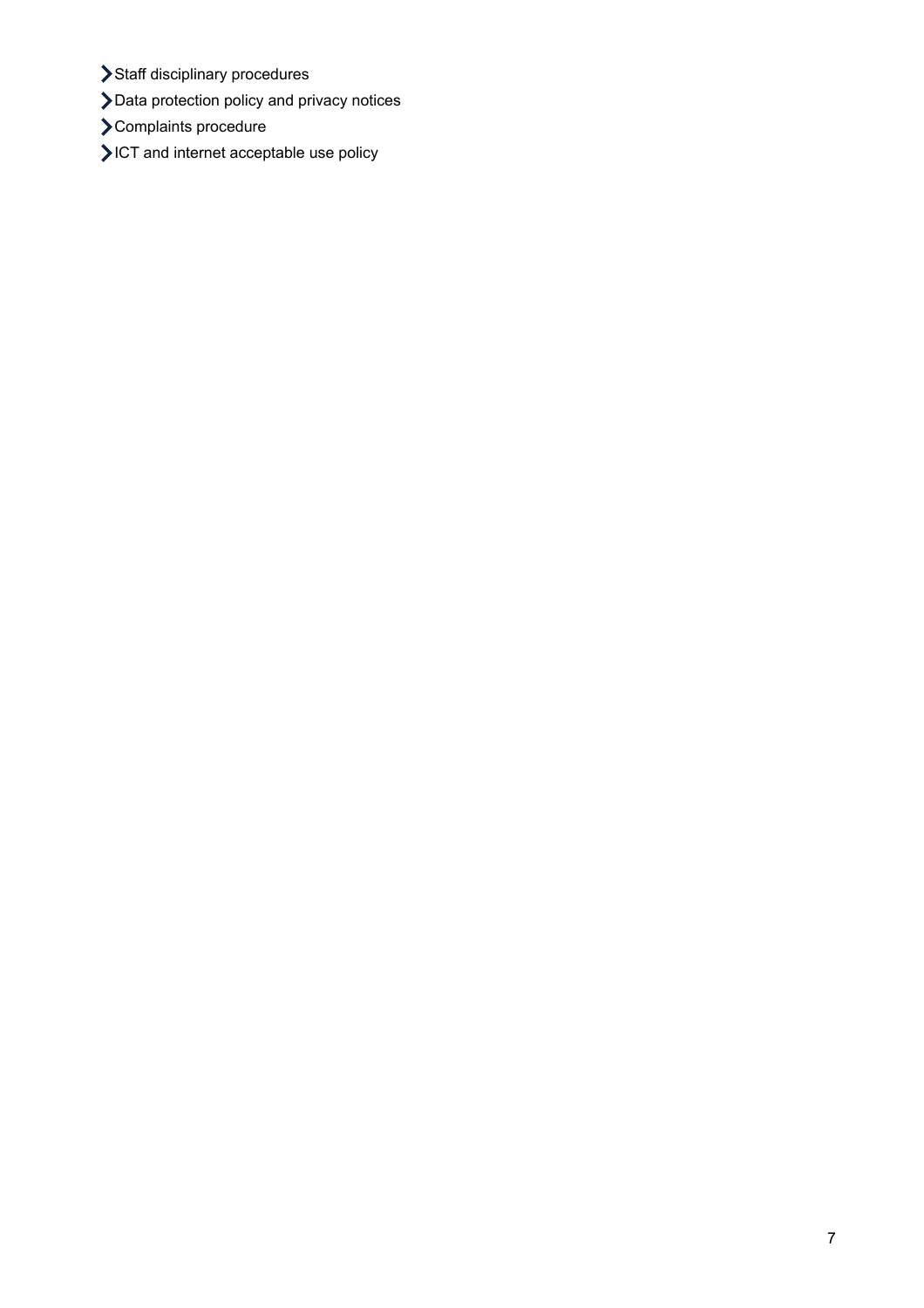- Staff disciplinary procedures
- Data protection policy and privacy notices
- Complaints procedure
- ICT and internet acceptable use policy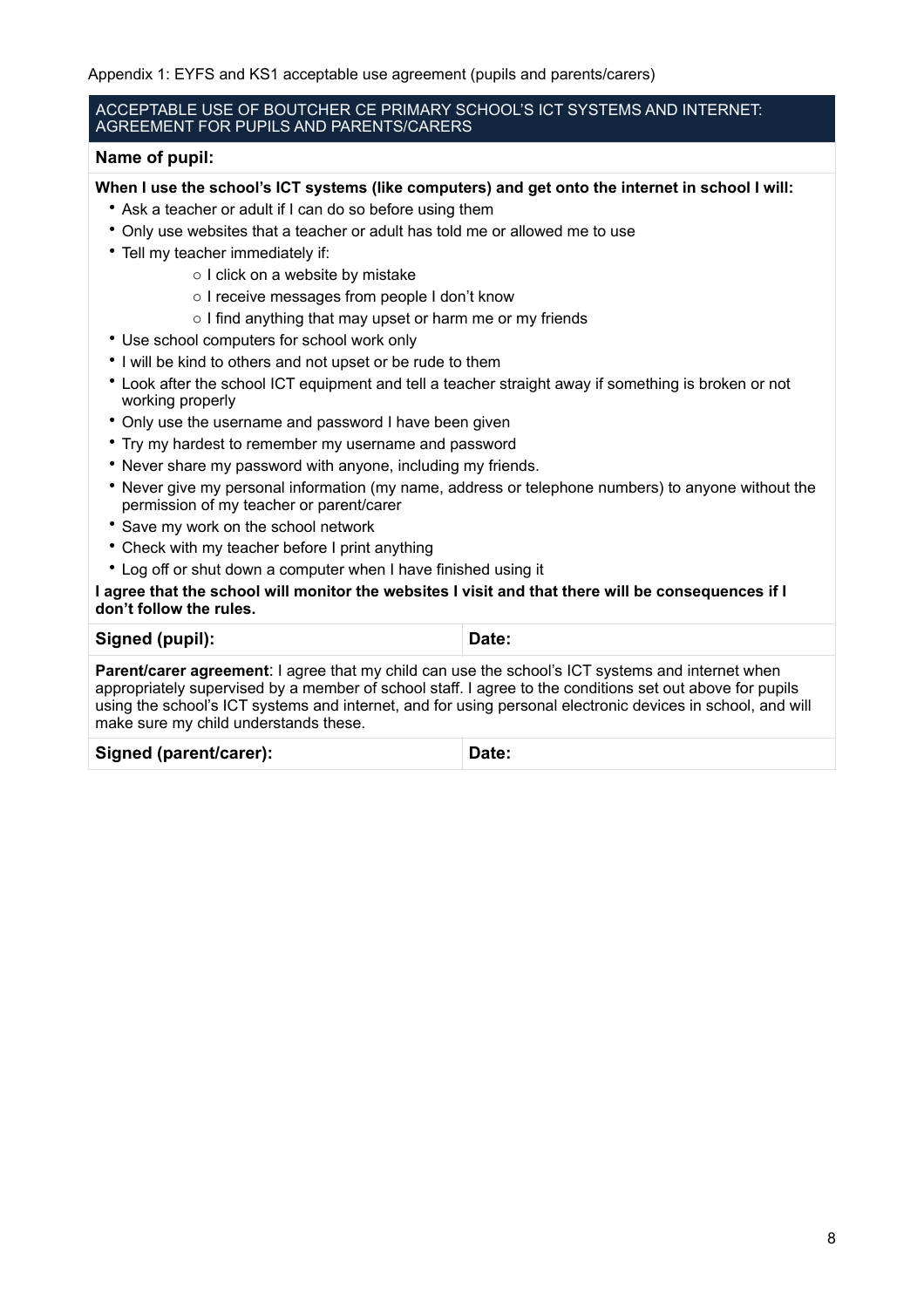Appendix 1: EYFS and KS1 acceptable use agreement (pupils and parents/carers)

| ACCEPTABLE USE OF BOUTCHER CE PRIMARY SCHOOL'S ICT SYSTEMS AND INTERNET: AGREEMENT FOR PUPILS AND PARENTS/CARERS | |
|---|---|
| **Name of pupil:** | |

**When I use the school's ICT systems (like computers) and get onto the internet in school I will:**

- Ask a teacher or adult if I can do so before using them
- Only use websites that a teacher or adult has told me or allowed me to use
- Tell my teacher immediately if:
    - I click on a website by mistake
    - I receive messages from people I don't know
    - I find anything that may upset or harm me or my friends
- Use school computers for school work only
- I will be kind to others and not upset or be rude to them
- Look after the school ICT equipment and tell a teacher straight away if something is broken or not working properly
- Only use the username and password I have been given
- Try my hardest to remember my username and password
- Never share my password with anyone, including my friends.
- Never give my personal information (my name, address or telephone numbers) to anyone without the permission of my teacher or parent/carer
- Save my work on the school network
- Check with my teacher before I print anything
- Log off or shut down a computer when I have finished using it

**I agree that the school will monitor the websites I visit and that there will be consequences if I don't follow the rules.**

| **Signed (pupil):** | **Date:** |
|---|---|

**Parent/carer agreement**: I agree that my child can use the school's ICT systems and internet when appropriately supervised by a member of school staff. I agree to the conditions set out above for pupils using the school's ICT systems and internet, and for using personal electronic devices in school, and will make sure my child understands these.

| **Signed (parent/carer):** | **Date:** |
|---|---|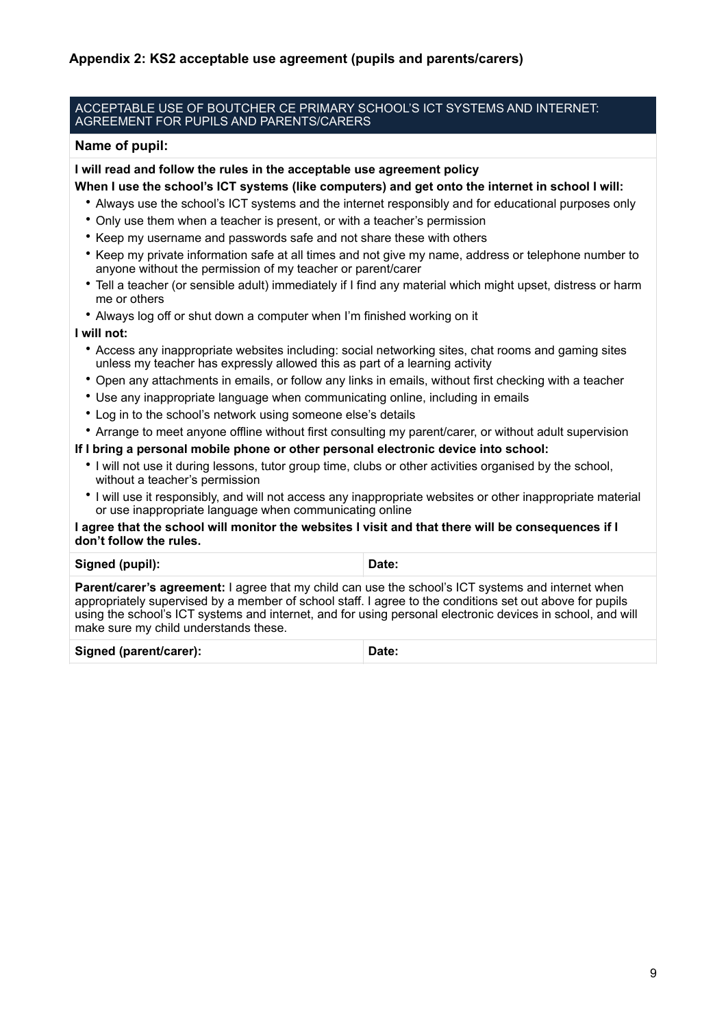### Appendix 2: KS2 acceptable use agreement (pupils and parents/carers)

ACCEPTABLE USE OF BOUTCHER CE PRIMARY SCHOOL'S ICT SYSTEMS AND INTERNET: AGREEMENT FOR PUPILS AND PARENTS/CARERS

**Name of pupil:**

**I will read and follow the rules in the acceptable use agreement policy**

**When I use the school's ICT systems (like computers) and get onto the internet in school I will:**

- Always use the school's ICT systems and the internet responsibly and for educational purposes only
- Only use them when a teacher is present, or with a teacher's permission
- Keep my username and passwords safe and not share these with others
- Keep my private information safe at all times and not give my name, address or telephone number to anyone without the permission of my teacher or parent/carer
- Tell a teacher (or sensible adult) immediately if I find any material which might upset, distress or harm me or others
- Always log off or shut down a computer when I'm finished working on it

**I will not:**

- Access any inappropriate websites including: social networking sites, chat rooms and gaming sites unless my teacher has expressly allowed this as part of a learning activity
- Open any attachments in emails, or follow any links in emails, without first checking with a teacher
- Use any inappropriate language when communicating online, including in emails
- Log in to the school's network using someone else's details
- Arrange to meet anyone offline without first consulting my parent/carer, or without adult supervision

**If I bring a personal mobile phone or other personal electronic device into school:**

- I will not use it during lessons, tutor group time, clubs or other activities organised by the school, without a teacher's permission
- I will use it responsibly, and will not access any inappropriate websites or other inappropriate material or use inappropriate language when communicating online

**I agree that the school will monitor the websites I visit and that there will be consequences if I don't follow the rules.**

| **Signed (pupil):** | **Date:** |
|---|---|

**Parent/carer's agreement:** I agree that my child can use the school's ICT systems and internet when appropriately supervised by a member of school staff. I agree to the conditions set out above for pupils using the school's ICT systems and internet, and for using personal electronic devices in school, and will make sure my child understands these.

| **Signed (parent/carer):** | **Date:** |
|---|---|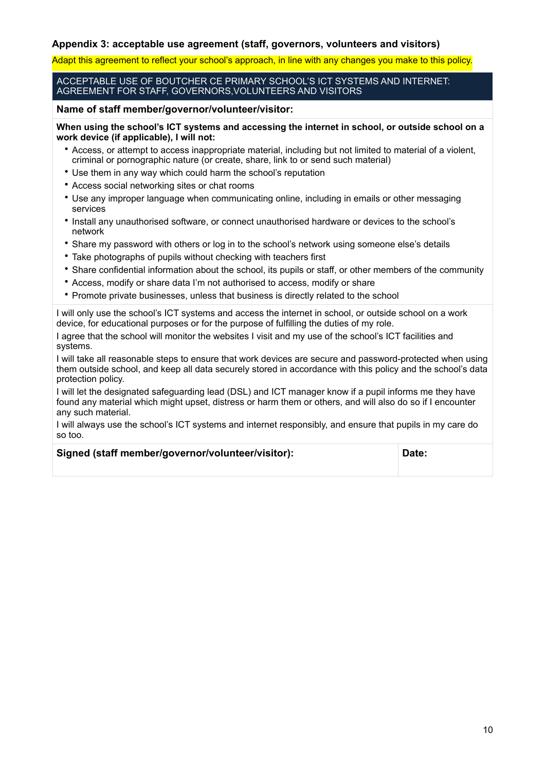### Appendix 3: acceptable use agreement (staff, governors, volunteers and visitors)

Adapt this agreement to reflect your school's approach, in line with any changes you make to this policy.

| ACCEPTABLE USE OF BOUTCHER CE PRIMARY SCHOOL'S ICT SYSTEMS AND INTERNET: AGREEMENT FOR STAFF, GOVERNORS,VOLUNTEERS AND VISITORS | |
|---|---|
| **Name of staff member/governor/volunteer/visitor:** | |

**When using the school's ICT systems and accessing the internet in school, or outside school on a work device (if applicable), I will not:**

- Access, or attempt to access inappropriate material, including but not limited to material of a violent, criminal or pornographic nature (or create, share, link to or send such material)
- Use them in any way which could harm the school's reputation
- Access social networking sites or chat rooms
- Use any improper language when communicating online, including in emails or other messaging services
- Install any unauthorised software, or connect unauthorised hardware or devices to the school's network
- Share my password with others or log in to the school's network using someone else's details
- Take photographs of pupils without checking with teachers first
- Share confidential information about the school, its pupils or staff, or other members of the community
- Access, modify or share data I'm not authorised to access, modify or share
- Promote private businesses, unless that business is directly related to the school

I will only use the school's ICT systems and access the internet in school, or outside school on a work device, for educational purposes or for the purpose of fulfilling the duties of my role.

I agree that the school will monitor the websites I visit and my use of the school's ICT facilities and systems.

I will take all reasonable steps to ensure that work devices are secure and password-protected when using them outside school, and keep all data securely stored in accordance with this policy and the school's data protection policy.

I will let the designated safeguarding lead (DSL) and ICT manager know if a pupil informs me they have found any material which might upset, distress or harm them or others, and will also do so if I encounter any such material.

I will always use the school's ICT systems and internet responsibly, and ensure that pupils in my care do so too.

| **Signed (staff member/governor/volunteer/visitor):** | **Date:** |
|---|---|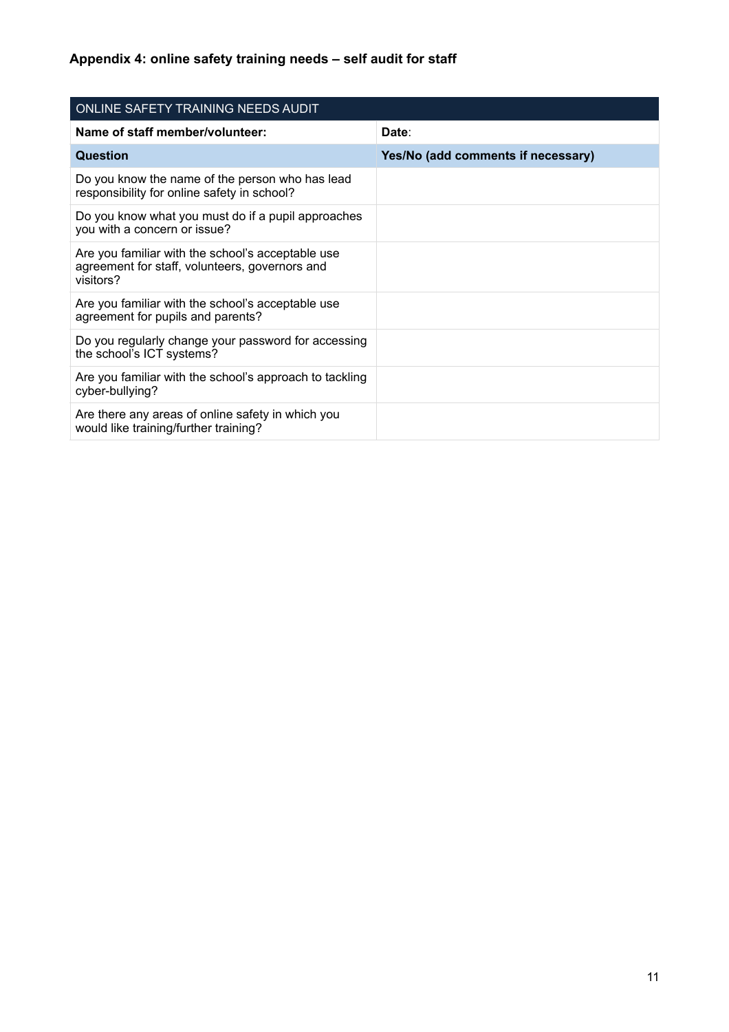### Appendix 4: online safety training needs – self audit for staff

| ONLINE SAFETY TRAINING NEEDS AUDIT | |
|---|---|
| **Name of staff member/volunteer:** | **Date**: |
| **Question** | **Yes/No (add comments if necessary)** |
| Do you know the name of the person who has lead responsibility for online safety in school? | |
| Do you know what you must do if a pupil approaches you with a concern or issue? | |
| Are you familiar with the school's acceptable use agreement for staff, volunteers, governors and visitors? | |
| Are you familiar with the school's acceptable use agreement for pupils and parents? | |
| Do you regularly change your password for accessing the school's ICT systems? | |
| Are you familiar with the school's approach to tackling cyber-bullying? | |
| Are there any areas of online safety in which you would like training/further training? | |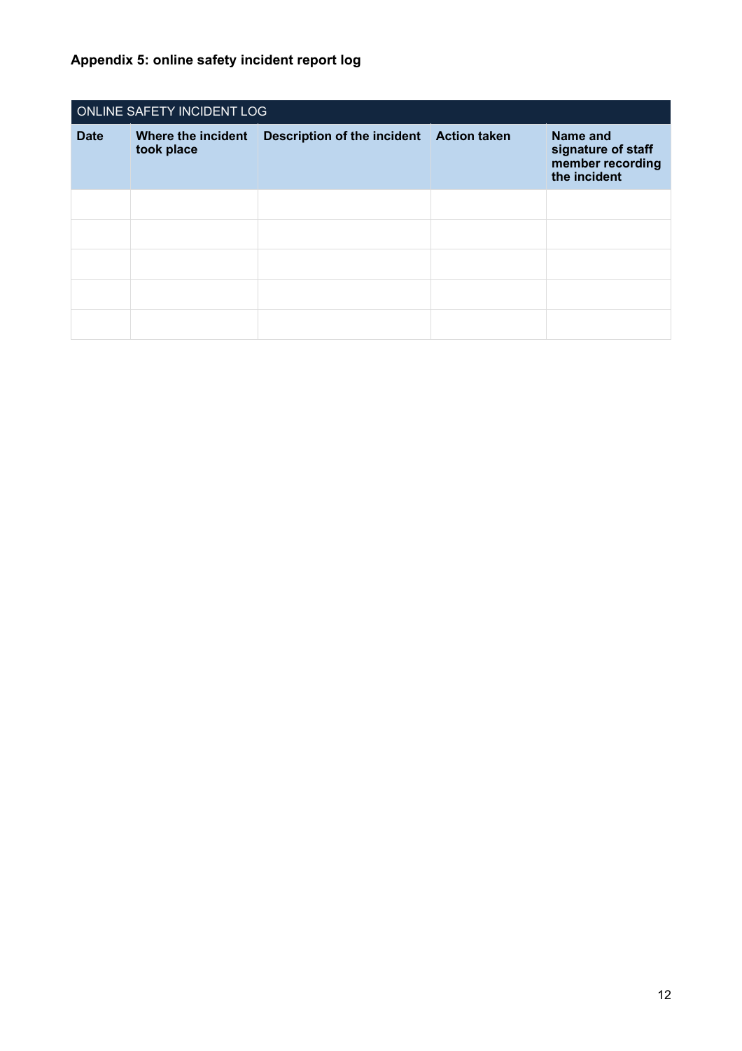### Appendix 5: online safety incident report log

| ONLINE SAFETY INCIDENT LOG | | | | |
|---|---|---|---|---|
| **Date** | **Where the incident took place** | **Description of the incident** | **Action taken** | **Name and signature of staff member recording the incident** |
| | | | | |
| | | | | |
| | | | | |
| | | | | |
| | | | | |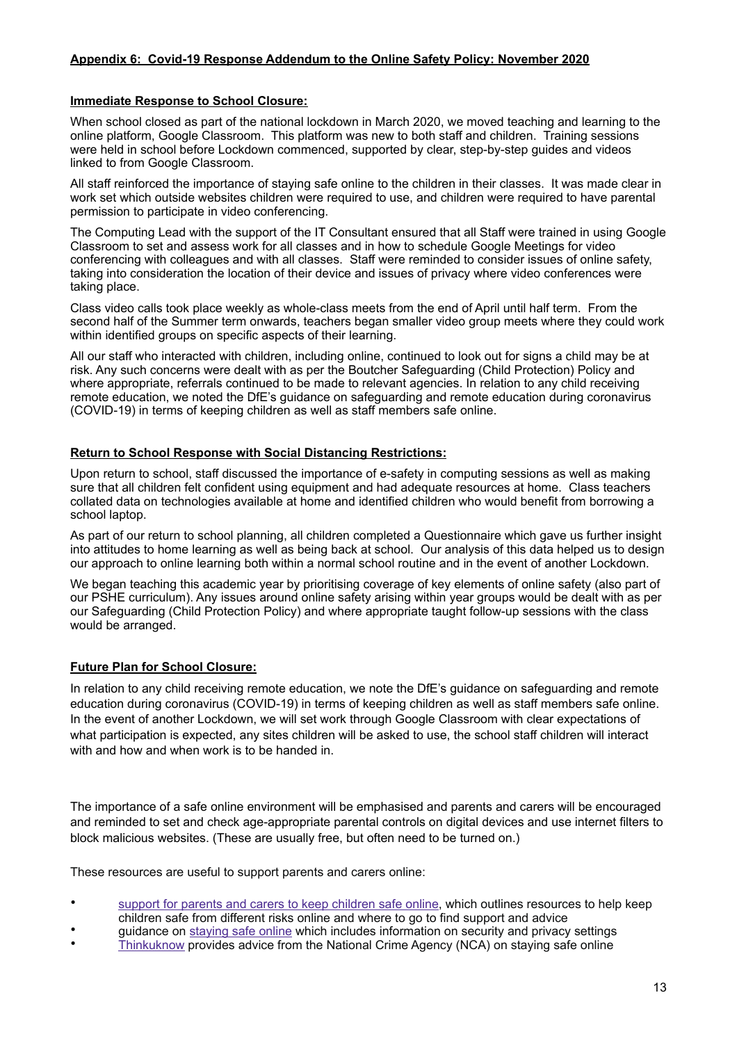## **Appendix 6: Covid-19 Response Addendum to the Online Safety Policy: November 2020**

### **Immediate Response to School Closure:**

When school closed as part of the national lockdown in March 2020, we moved teaching and learning to the online platform, Google Classroom. This platform was new to both staff and children. Training sessions were held in school before Lockdown commenced, supported by clear, step-by-step guides and videos linked to from Google Classroom.

All staff reinforced the importance of staying safe online to the children in their classes. It was made clear in work set which outside websites children were required to use, and children were required to have parental permission to participate in video conferencing.

The Computing Lead with the support of the IT Consultant ensured that all Staff were trained in using Google Classroom to set and assess work for all classes and in how to schedule Google Meetings for video conferencing with colleagues and with all classes. Staff were reminded to consider issues of online safety, taking into consideration the location of their device and issues of privacy where video conferences were taking place.

Class video calls took place weekly as whole-class meets from the end of April until half term. From the second half of the Summer term onwards, teachers began smaller video group meets where they could work within identified groups on specific aspects of their learning.

All our staff who interacted with children, including online, continued to look out for signs a child may be at risk. Any such concerns were dealt with as per the Boutcher Safeguarding (Child Protection) Policy and where appropriate, referrals continued to be made to relevant agencies. In relation to any child receiving remote education, we noted the DfE's guidance on safeguarding and remote education during coronavirus (COVID-19) in terms of keeping children as well as staff members safe online.

### **Return to School Response with Social Distancing Restrictions:**

Upon return to school, staff discussed the importance of e-safety in computing sessions as well as making sure that all children felt confident using equipment and had adequate resources at home. Class teachers collated data on technologies available at home and identified children who would benefit from borrowing a school laptop.

As part of our return to school planning, all children completed a Questionnaire which gave us further insight into attitudes to home learning as well as being back at school. Our analysis of this data helped us to design our approach to online learning both within a normal school routine and in the event of another Lockdown.

We began teaching this academic year by prioritising coverage of key elements of online safety (also part of our PSHE curriculum). Any issues around online safety arising within year groups would be dealt with as per our Safeguarding (Child Protection Policy) and where appropriate taught follow-up sessions with the class would be arranged.

### **Future Plan for School Closure:**

In relation to any child receiving remote education, we note the DfE's guidance on safeguarding and remote education during coronavirus (COVID-19) in terms of keeping children as well as staff members safe online. In the event of another Lockdown, we will set work through Google Classroom with clear expectations of what participation is expected, any sites children will be asked to use, the school staff children will interact with and how and when work is to be handed in.

The importance of a safe online environment will be emphasised and parents and carers will be encouraged and reminded to set and check age-appropriate parental controls on digital devices and use internet filters to block malicious websites. (These are usually free, but often need to be turned on.)

These resources are useful to support parents and carers online:

- support for parents and carers to keep children safe online, which outlines resources to help keep children safe from different risks online and where to go to find support and advice
- guidance on staying safe online which includes information on security and privacy settings
- Thinkuknow provides advice from the National Crime Agency (NCA) on staying safe online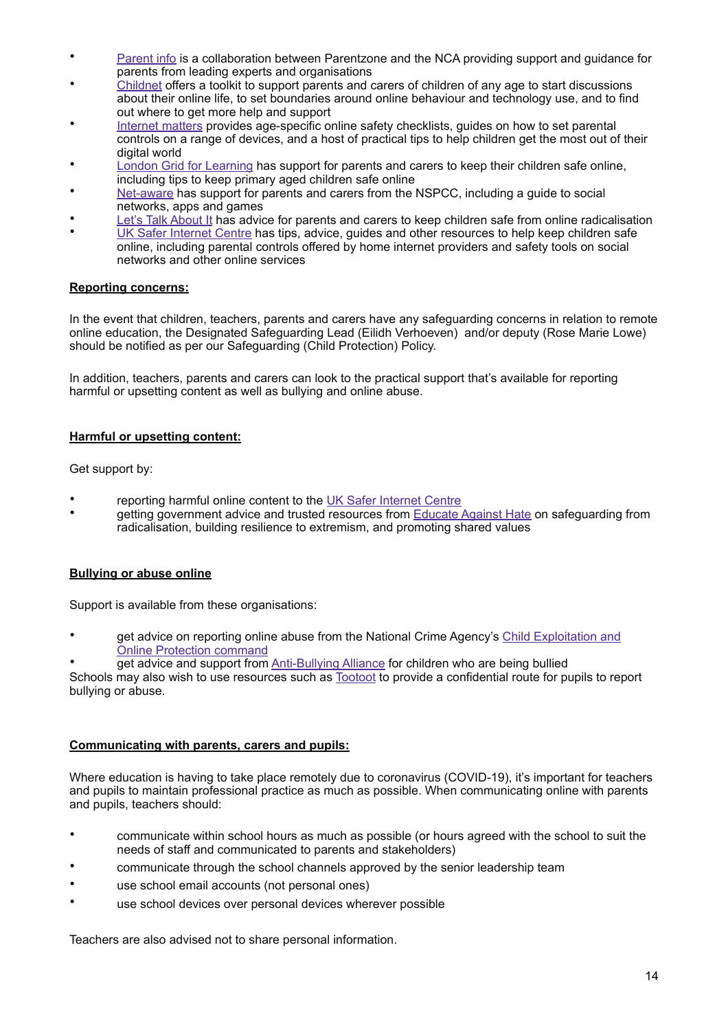- Parent info is a collaboration between Parentzone and the NCA providing support and guidance for parents from leading experts and organisations
- Childnet offers a toolkit to support parents and carers of children of any age to start discussions about their online life, to set boundaries around online behaviour and technology use, and to find out where to get more help and support
- Internet matters provides age-specific online safety checklists, guides on how to set parental controls on a range of devices, and a host of practical tips to help children get the most out of their digital world
- London Grid for Learning has support for parents and carers to keep their children safe online, including tips to keep primary aged children safe online
- Net-aware has support for parents and carers from the NSPCC, including a guide to social networks, apps and games
- Let's Talk About It has advice for parents and carers to keep children safe from online radicalisation
- UK Safer Internet Centre has tips, advice, guides and other resources to help keep children safe online, including parental controls offered by home internet providers and safety tools on social networks and other online services

**Reporting concerns:**

In the event that children, teachers, parents and carers have any safeguarding concerns in relation to remote online education, the Designated Safeguarding Lead (Eilidh Verhoeven) and/or deputy (Rose Marie Lowe) should be notified as per our Safeguarding (Child Protection) Policy.

In addition, teachers, parents and carers can look to the practical support that's available for reporting harmful or upsetting content as well as bullying and online abuse.

**Harmful or upsetting content:**

Get support by:

- reporting harmful online content to the UK Safer Internet Centre
- getting government advice and trusted resources from Educate Against Hate on safeguarding from radicalisation, building resilience to extremism, and promoting shared values

**Bullying or abuse online**

Support is available from these organisations:

- get advice on reporting online abuse from the National Crime Agency's Child Exploitation and Online Protection command
- get advice and support from Anti-Bullying Alliance for children who are being bullied

Schools may also wish to use resources such as Tootoot to provide a confidential route for pupils to report bullying or abuse.

**Communicating with parents, carers and pupils:**

Where education is having to take place remotely due to coronavirus (COVID-19), it's important for teachers and pupils to maintain professional practice as much as possible. When communicating online with parents and pupils, teachers should:

- communicate within school hours as much as possible (or hours agreed with the school to suit the needs of staff and communicated to parents and stakeholders)
- communicate through the school channels approved by the senior leadership team
- use school email accounts (not personal ones)
- use school devices over personal devices wherever possible

Teachers are also advised not to share personal information.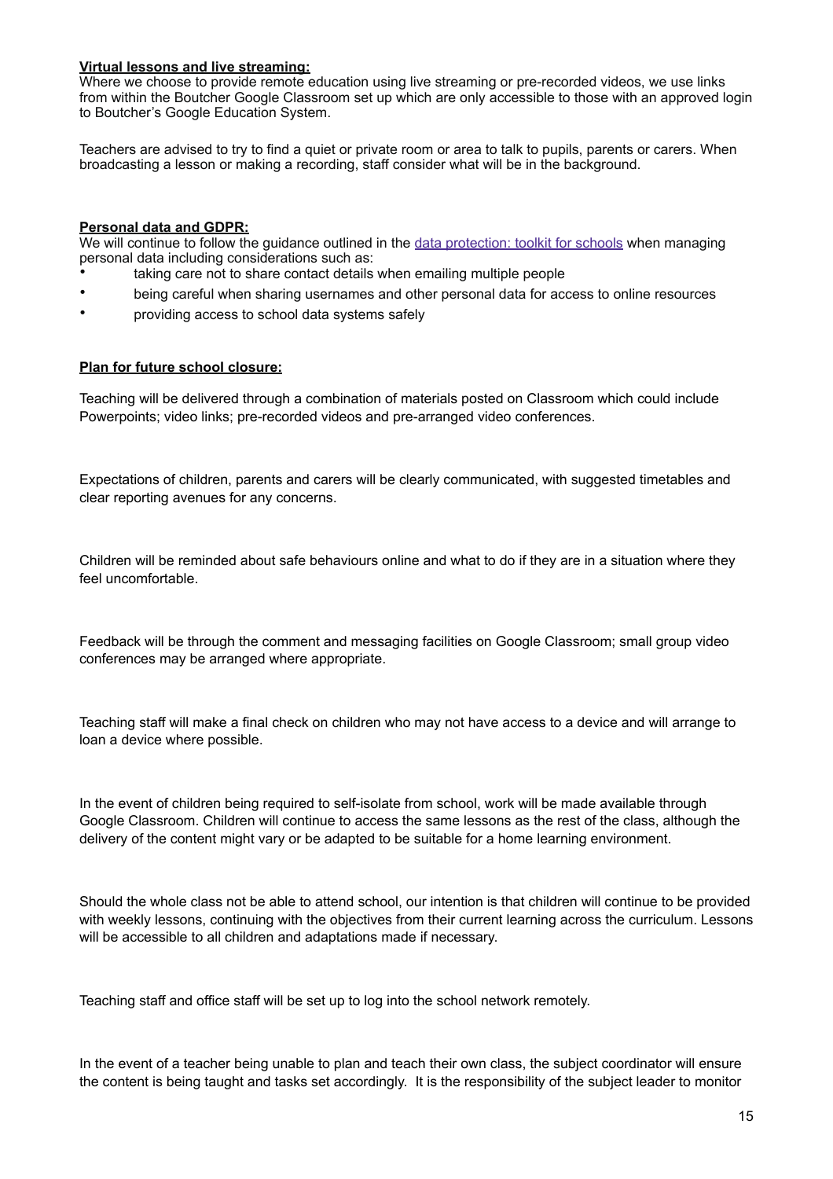**Virtual lessons and live streaming:**

Where we choose to provide remote education using live streaming or pre-recorded videos, we use links from within the Boutcher Google Classroom set up which are only accessible to those with an approved login to Boutcher's Google Education System.

Teachers are advised to try to find a quiet or private room or area to talk to pupils, parents or carers. When broadcasting a lesson or making a recording, staff consider what will be in the background.

**Personal data and GDPR:**

We will continue to follow the guidance outlined in the [data protection: toolkit for schools]() when managing personal data including considerations such as:

- taking care not to share contact details when emailing multiple people
- being careful when sharing usernames and other personal data for access to online resources
- providing access to school data systems safely

**Plan for future school closure:**

Teaching will be delivered through a combination of materials posted on Classroom which could include Powerpoints; video links; pre-recorded videos and pre-arranged video conferences.

Expectations of children, parents and carers will be clearly communicated, with suggested timetables and clear reporting avenues for any concerns.

Children will be reminded about safe behaviours online and what to do if they are in a situation where they feel uncomfortable.

Feedback will be through the comment and messaging facilities on Google Classroom; small group video conferences may be arranged where appropriate.

Teaching staff will make a final check on children who may not have access to a device and will arrange to loan a device where possible.

In the event of children being required to self-isolate from school, work will be made available through Google Classroom. Children will continue to access the same lessons as the rest of the class, although the delivery of the content might vary or be adapted to be suitable for a home learning environment.

Should the whole class not be able to attend school, our intention is that children will continue to be provided with weekly lessons, continuing with the objectives from their current learning across the curriculum. Lessons will be accessible to all children and adaptations made if necessary.

Teaching staff and office staff will be set up to log into the school network remotely.

In the event of a teacher being unable to plan and teach their own class, the subject coordinator will ensure the content is being taught and tasks set accordingly. It is the responsibility of the subject leader to monitor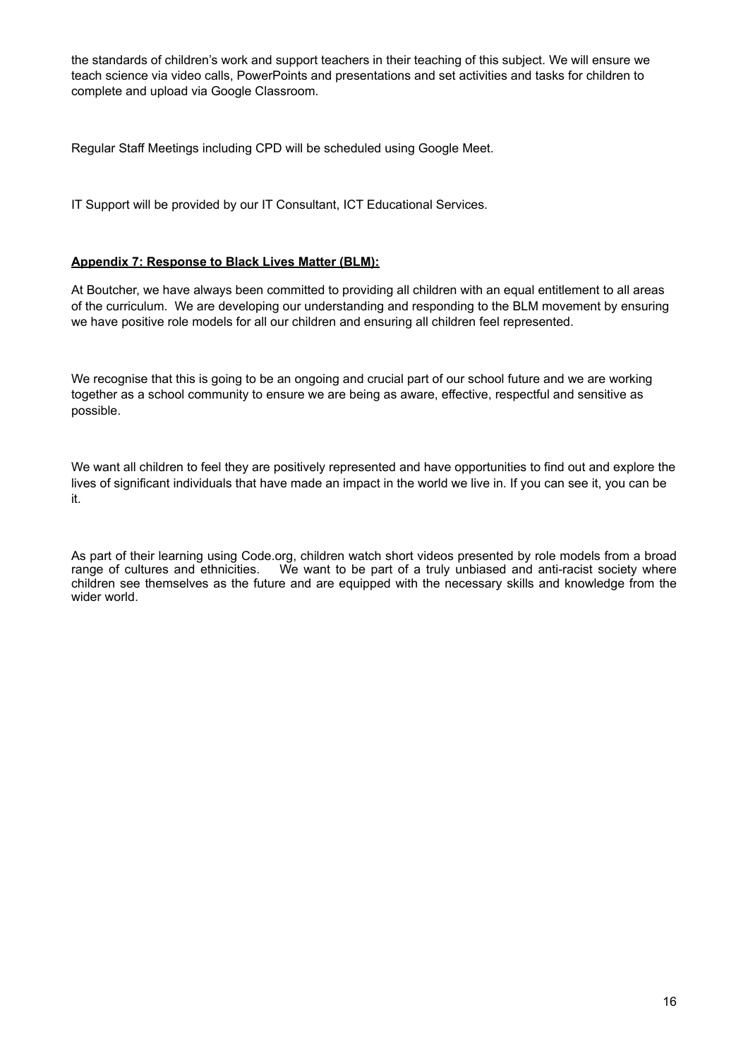the standards of children's work and support teachers in their teaching of this subject. We will ensure we teach science via video calls, PowerPoints and presentations and set activities and tasks for children to complete and upload via Google Classroom.

Regular Staff Meetings including CPD will be scheduled using Google Meet.

IT Support will be provided by our IT Consultant, ICT Educational Services.

**Appendix 7: Response to Black Lives Matter (BLM):**

At Boutcher, we have always been committed to providing all children with an equal entitlement to all areas of the curriculum. We are developing our understanding and responding to the BLM movement by ensuring we have positive role models for all our children and ensuring all children feel represented.

We recognise that this is going to be an ongoing and crucial part of our school future and we are working together as a school community to ensure we are being as aware, effective, respectful and sensitive as possible.

We want all children to feel they are positively represented and have opportunities to find out and explore the lives of significant individuals that have made an impact in the world we live in. If you can see it, you can be it.

As part of their learning using Code.org, children watch short videos presented by role models from a broad range of cultures and ethnicities. We want to be part of a truly unbiased and anti-racist society where children see themselves as the future and are equipped with the necessary skills and knowledge from the wider world.